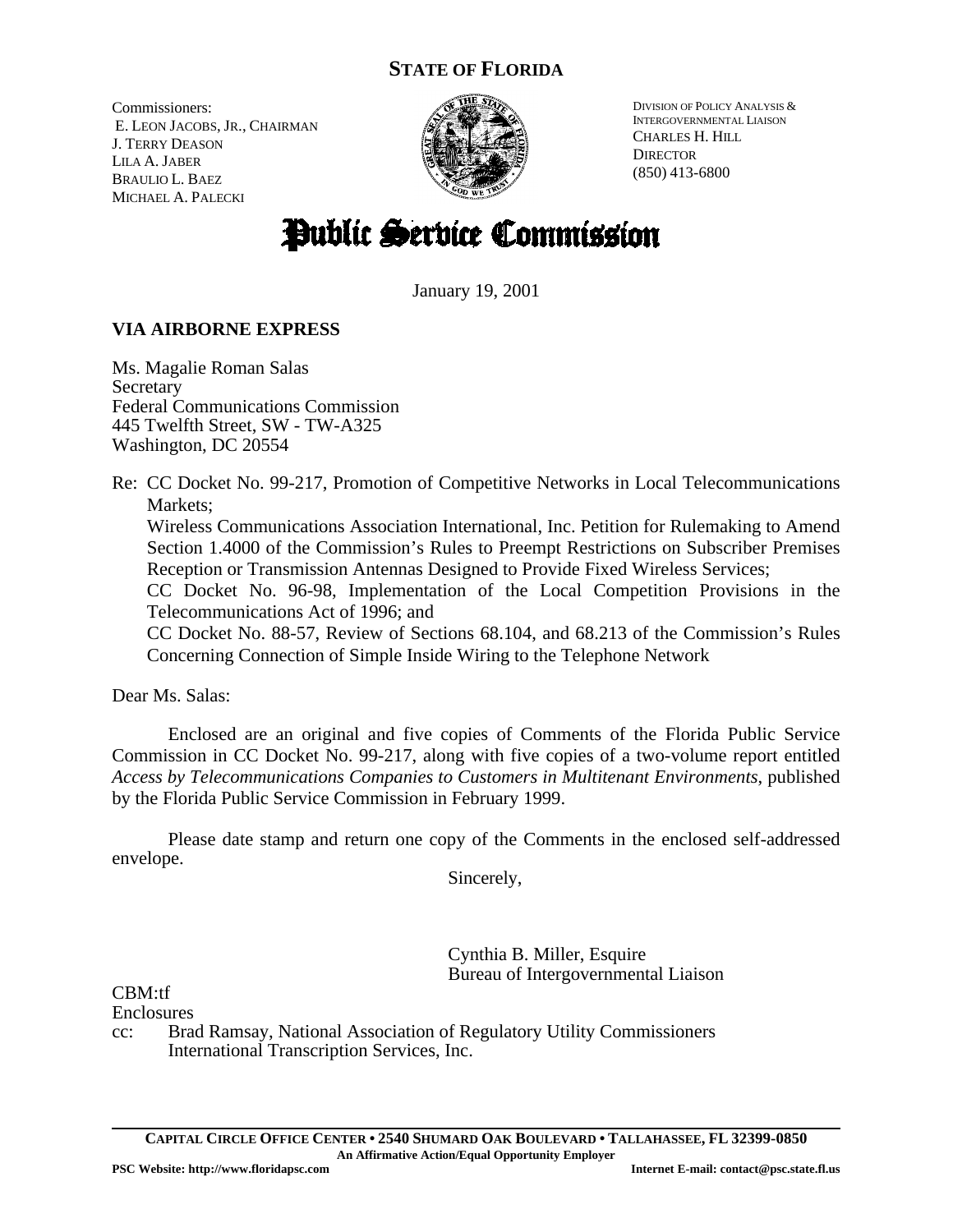**STATE OF FLORIDA**

Commissioners:
E. LEON JACOBS, JR., CHAIRMAN
J. TERRY DEASON
LILA A. JABER
BRAULIO L. BAEZ
MICHAEL A. PALECKI

DIVISION OF POLICY ANALYSIS &
INTERGOVERNMENTAL LIAISON
CHARLES H. HILL
DIRECTOR
(850) 413-6800

# Public Service Commission

January 19, 2001

**VIA AIRBORNE EXPRESS**

Ms. Magalie Roman Salas
Secretary
Federal Communications Commission
445 Twelfth Street, SW - TW-A325
Washington, DC 20554

Re: CC Docket No. 99-217, Promotion of Competitive Networks in Local Telecommunications Markets;
Wireless Communications Association International, Inc. Petition for Rulemaking to Amend Section 1.4000 of the Commission's Rules to Preempt Restrictions on Subscriber Premises Reception or Transmission Antennas Designed to Provide Fixed Wireless Services;
CC Docket No. 96-98, Implementation of the Local Competition Provisions in the Telecommunications Act of 1996; and
CC Docket No. 88-57, Review of Sections 68.104, and 68.213 of the Commission's Rules Concerning Connection of Simple Inside Wiring to the Telephone Network

Dear Ms. Salas:

Enclosed are an original and five copies of Comments of the Florida Public Service Commission in CC Docket No. 99-217, along with five copies of a two-volume report entitled *Access by Telecommunications Companies to Customers in Multitenant Environments*, published by the Florida Public Service Commission in February 1999.

Please date stamp and return one copy of the Comments in the enclosed self-addressed envelope.

Sincerely,

Cynthia B. Miller, Esquire
Bureau of Intergovernmental Liaison

CBM:tf
Enclosures
cc: Brad Ramsay, National Association of Regulatory Utility Commissioners
International Transcription Services, Inc.

**CAPITAL CIRCLE OFFICE CENTER • 2540 SHUMARD OAK BOULEVARD • TALLAHASSEE, FL 32399-0850**
**An Affirmative Action/Equal Opportunity Employer**
**PSC Website: http://www.floridapsc.com** **Internet E-mail: contact@psc.state.fl.us**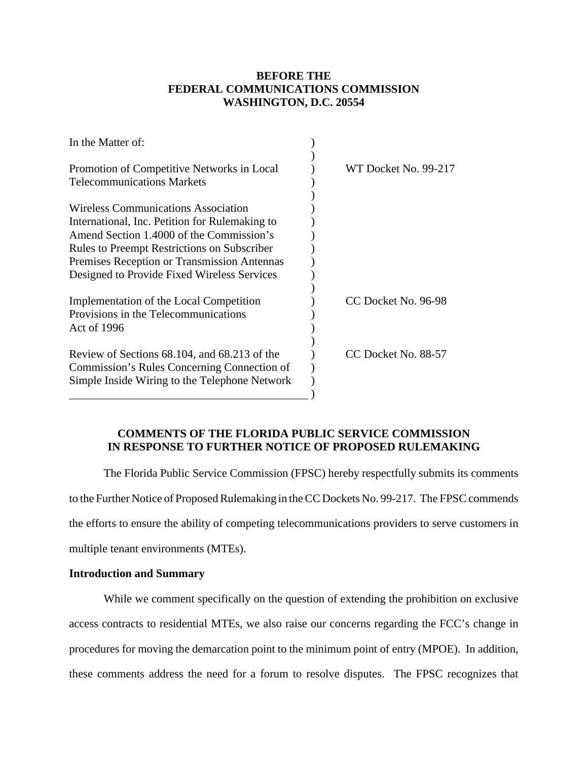**BEFORE THE**
**FEDERAL COMMUNICATIONS COMMISSION**
**WASHINGTON, D.C. 20554**

| In the Matter of: | ) | |
|---|---|---|
| | ) | |
| Promotion of Competitive Networks in Local Telecommunications Markets | ) | WT Docket No. 99-217 |
| | ) | |
| Wireless Communications Association International, Inc. Petition for Rulemaking to Amend Section 1.4000 of the Commission's Rules to Preempt Restrictions on Subscriber Premises Reception or Transmission Antennas Designed to Provide Fixed Wireless Services | ) | |
| | ) | |
| Implementation of the Local Competition Provisions in the Telecommunications Act of 1996 | ) | CC Docket No. 96-98 |
| | ) | |
| Review of Sections 68.104, and 68.213 of the Commission's Rules Concerning Connection of Simple Inside Wiring to the Telephone Network | ) | CC Docket No. 88-57 |

**COMMENTS OF THE FLORIDA PUBLIC SERVICE COMMISSION IN RESPONSE TO FURTHER NOTICE OF PROPOSED RULEMAKING**

The Florida Public Service Commission (FPSC) hereby respectfully submits its comments to the Further Notice of Proposed Rulemaking in the CC Dockets No. 99-217. The FPSC commends the efforts to ensure the ability of competing telecommunications providers to serve customers in multiple tenant environments (MTEs).

**Introduction and Summary**

While we comment specifically on the question of extending the prohibition on exclusive access contracts to residential MTEs, we also raise our concerns regarding the FCC's change in procedures for moving the demarcation point to the minimum point of entry (MPOE). In addition, these comments address the need for a forum to resolve disputes. The FPSC recognizes that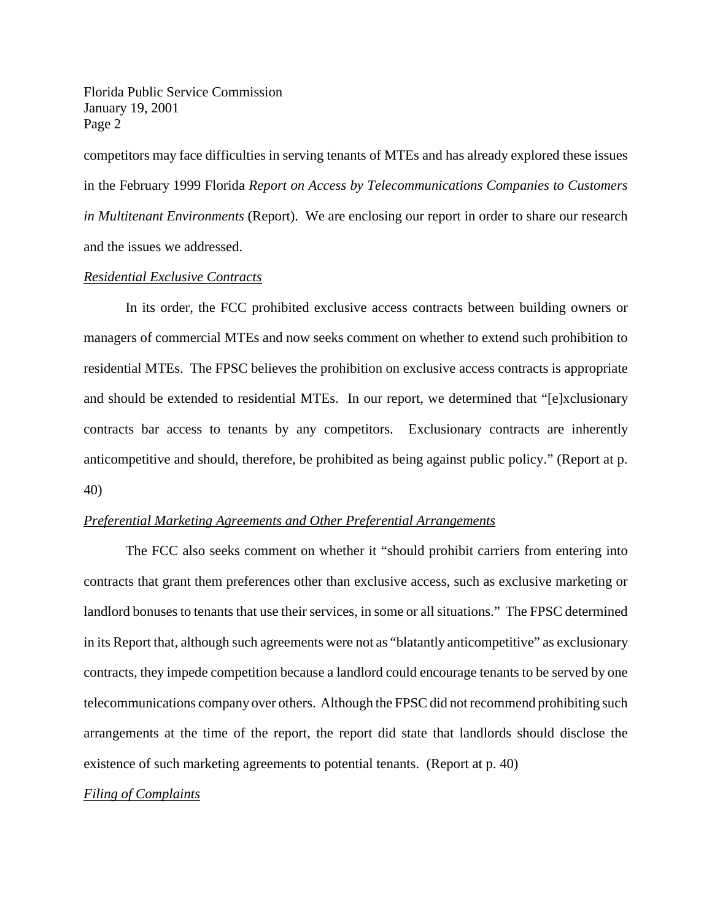competitors may face difficulties in serving tenants of MTEs and has already explored these issues in the February 1999 Florida *Report on Access by Telecommunications Companies to Customers in Multitenant Environments* (Report). We are enclosing our report in order to share our research and the issues we addressed.

*Residential Exclusive Contracts*

In its order, the FCC prohibited exclusive access contracts between building owners or managers of commercial MTEs and now seeks comment on whether to extend such prohibition to residential MTEs. The FPSC believes the prohibition on exclusive access contracts is appropriate and should be extended to residential MTEs. In our report, we determined that "[e]xclusionary contracts bar access to tenants by any competitors. Exclusionary contracts are inherently anticompetitive and should, therefore, be prohibited as being against public policy." (Report at p. 40)

*Preferential Marketing Agreements and Other Preferential Arrangements*

The FCC also seeks comment on whether it "should prohibit carriers from entering into contracts that grant them preferences other than exclusive access, such as exclusive marketing or landlord bonuses to tenants that use their services, in some or all situations." The FPSC determined in its Report that, although such agreements were not as "blatantly anticompetitive" as exclusionary contracts, they impede competition because a landlord could encourage tenants to be served by one telecommunications company over others. Although the FPSC did not recommend prohibiting such arrangements at the time of the report, the report did state that landlords should disclose the existence of such marketing agreements to potential tenants. (Report at p. 40)

*Filing of Complaints*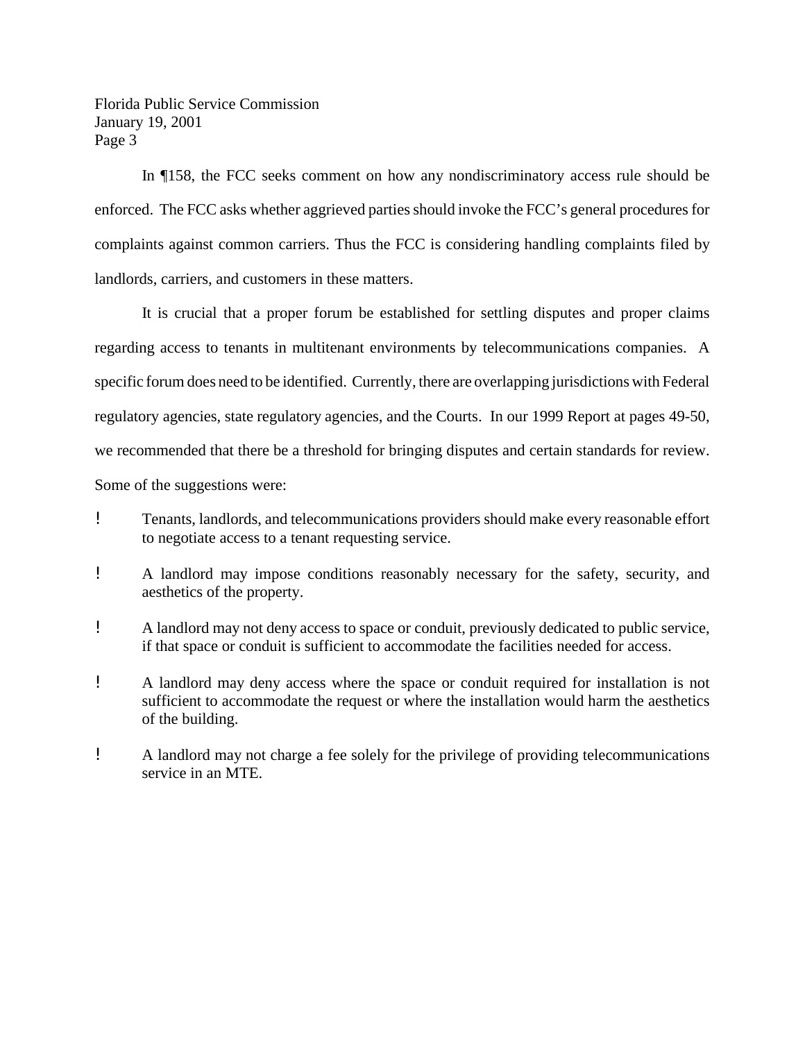In ¶158, the FCC seeks comment on how any nondiscriminatory access rule should be enforced. The FCC asks whether aggrieved parties should invoke the FCC's general procedures for complaints against common carriers. Thus the FCC is considering handling complaints filed by landlords, carriers, and customers in these matters.

It is crucial that a proper forum be established for settling disputes and proper claims regarding access to tenants in multitenant environments by telecommunications companies. A specific forum does need to be identified. Currently, there are overlapping jurisdictions with Federal regulatory agencies, state regulatory agencies, and the Courts. In our 1999 Report at pages 49-50, we recommended that there be a threshold for bringing disputes and certain standards for review. Some of the suggestions were:

- Tenants, landlords, and telecommunications providers should make every reasonable effort to negotiate access to a tenant requesting service.
- A landlord may impose conditions reasonably necessary for the safety, security, and aesthetics of the property.
- A landlord may not deny access to space or conduit, previously dedicated to public service, if that space or conduit is sufficient to accommodate the facilities needed for access.
- A landlord may deny access where the space or conduit required for installation is not sufficient to accommodate the request or where the installation would harm the aesthetics of the building.
- A landlord may not charge a fee solely for the privilege of providing telecommunications service in an MTE.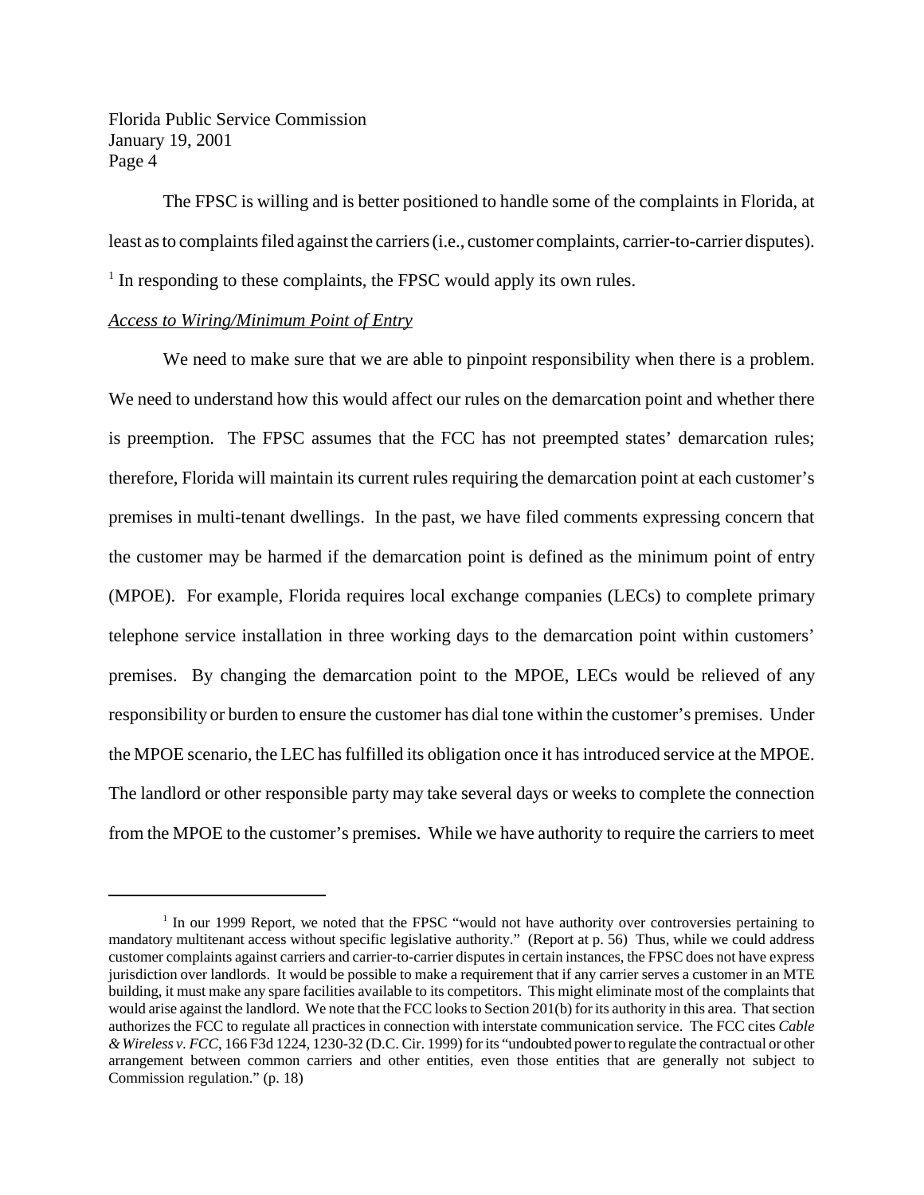The FPSC is willing and is better positioned to handle some of the complaints in Florida, at least as to complaints filed against the carriers (i.e., customer complaints, carrier-to-carrier disputes). [1] In responding to these complaints, the FPSC would apply its own rules.

_Access to Wiring/Minimum Point of Entry_

We need to make sure that we are able to pinpoint responsibility when there is a problem. We need to understand how this would affect our rules on the demarcation point and whether there is preemption. The FPSC assumes that the FCC has not preempted states' demarcation rules; therefore, Florida will maintain its current rules requiring the demarcation point at each customer's premises in multi-tenant dwellings. In the past, we have filed comments expressing concern that the customer may be harmed if the demarcation point is defined as the minimum point of entry (MPOE). For example, Florida requires local exchange companies (LECs) to complete primary telephone service installation in three working days to the demarcation point within customers' premises. By changing the demarcation point to the MPOE, LECs would be relieved of any responsibility or burden to ensure the customer has dial tone within the customer's premises. Under the MPOE scenario, the LEC has fulfilled its obligation once it has introduced service at the MPOE. The landlord or other responsible party may take several days or weeks to complete the connection from the MPOE to the customer's premises. While we have authority to require the carriers to meet

[1] In our 1999 Report, we noted that the FPSC "would not have authority over controversies pertaining to mandatory multitenant access without specific legislative authority." (Report at p. 56) Thus, while we could address customer complaints against carriers and carrier-to-carrier disputes in certain instances, the FPSC does not have express jurisdiction over landlords. It would be possible to make a requirement that if any carrier serves a customer in an MTE building, it must make any spare facilities available to its competitors. This might eliminate most of the complaints that would arise against the landlord. We note that the FCC looks to Section 201(b) for its authority in this area. That section authorizes the FCC to regulate all practices in connection with interstate communication service. The FCC cites *Cable & Wireless v. FCC*, 166 F3d 1224, 1230-32 (D.C. Cir. 1999) for its "undoubted power to regulate the contractual or other arrangement between common carriers and other entities, even those entities that are generally not subject to Commission regulation." (p. 18)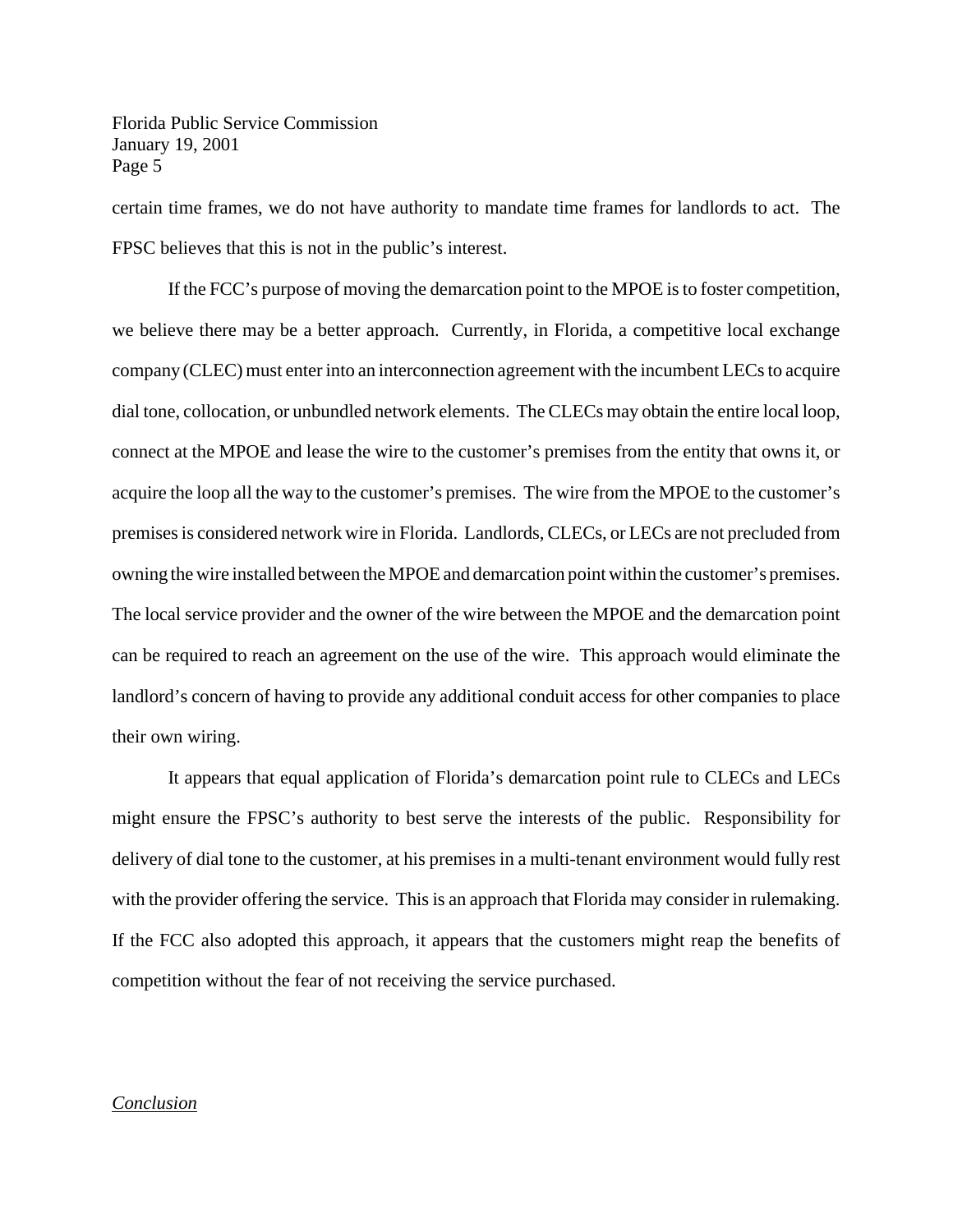certain time frames, we do not have authority to mandate time frames for landlords to act. The FPSC believes that this is not in the public's interest.

If the FCC's purpose of moving the demarcation point to the MPOE is to foster competition, we believe there may be a better approach. Currently, in Florida, a competitive local exchange company (CLEC) must enter into an interconnection agreement with the incumbent LECs to acquire dial tone, collocation, or unbundled network elements. The CLECs may obtain the entire local loop, connect at the MPOE and lease the wire to the customer's premises from the entity that owns it, or acquire the loop all the way to the customer's premises. The wire from the MPOE to the customer's premises is considered network wire in Florida. Landlords, CLECs, or LECs are not precluded from owning the wire installed between the MPOE and demarcation point within the customer's premises. The local service provider and the owner of the wire between the MPOE and the demarcation point can be required to reach an agreement on the use of the wire. This approach would eliminate the landlord's concern of having to provide any additional conduit access for other companies to place their own wiring.

It appears that equal application of Florida's demarcation point rule to CLECs and LECs might ensure the FPSC's authority to best serve the interests of the public. Responsibility for delivery of dial tone to the customer, at his premises in a multi-tenant environment would fully rest with the provider offering the service. This is an approach that Florida may consider in rulemaking. If the FCC also adopted this approach, it appears that the customers might reap the benefits of competition without the fear of not receiving the service purchased.

*Conclusion*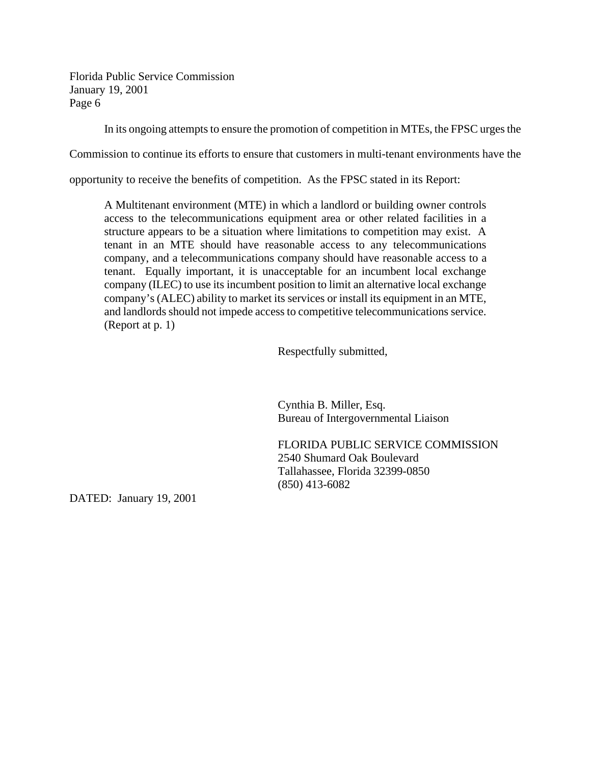In its ongoing attempts to ensure the promotion of competition in MTEs, the FPSC urges the Commission to continue its efforts to ensure that customers in multi-tenant environments have the opportunity to receive the benefits of competition. As the FPSC stated in its Report:

> A Multitenant environment (MTE) in which a landlord or building owner controls access to the telecommunications equipment area or other related facilities in a structure appears to be a situation where limitations to competition may exist. A tenant in an MTE should have reasonable access to any telecommunications company, and a telecommunications company should have reasonable access to a tenant. Equally important, it is unacceptable for an incumbent local exchange company (ILEC) to use its incumbent position to limit an alternative local exchange company's (ALEC) ability to market its services or install its equipment in an MTE, and landlords should not impede access to competitive telecommunications service. (Report at p. 1)

Respectfully submitted,

Cynthia B. Miller, Esq.
Bureau of Intergovernmental Liaison

FLORIDA PUBLIC SERVICE COMMISSION
2540 Shumard Oak Boulevard
Tallahassee, Florida 32399-0850
(850) 413-6082

DATED: January 19, 2001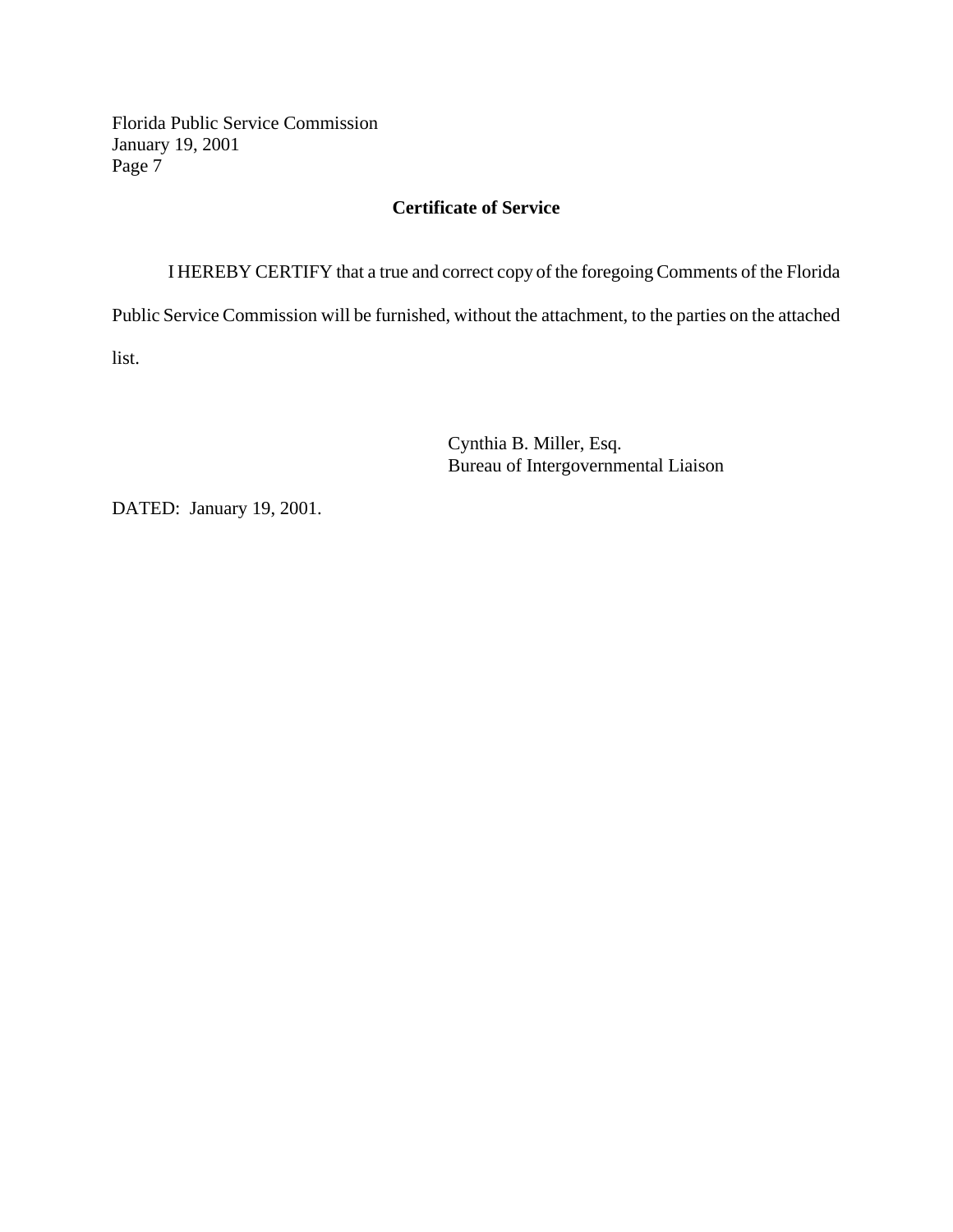## Certificate of Service

I HEREBY CERTIFY that a true and correct copy of the foregoing Comments of the Florida Public Service Commission will be furnished, without the attachment, to the parties on the attached list.

Cynthia B. Miller, Esq.
Bureau of Intergovernmental Liaison

DATED: January 19, 2001.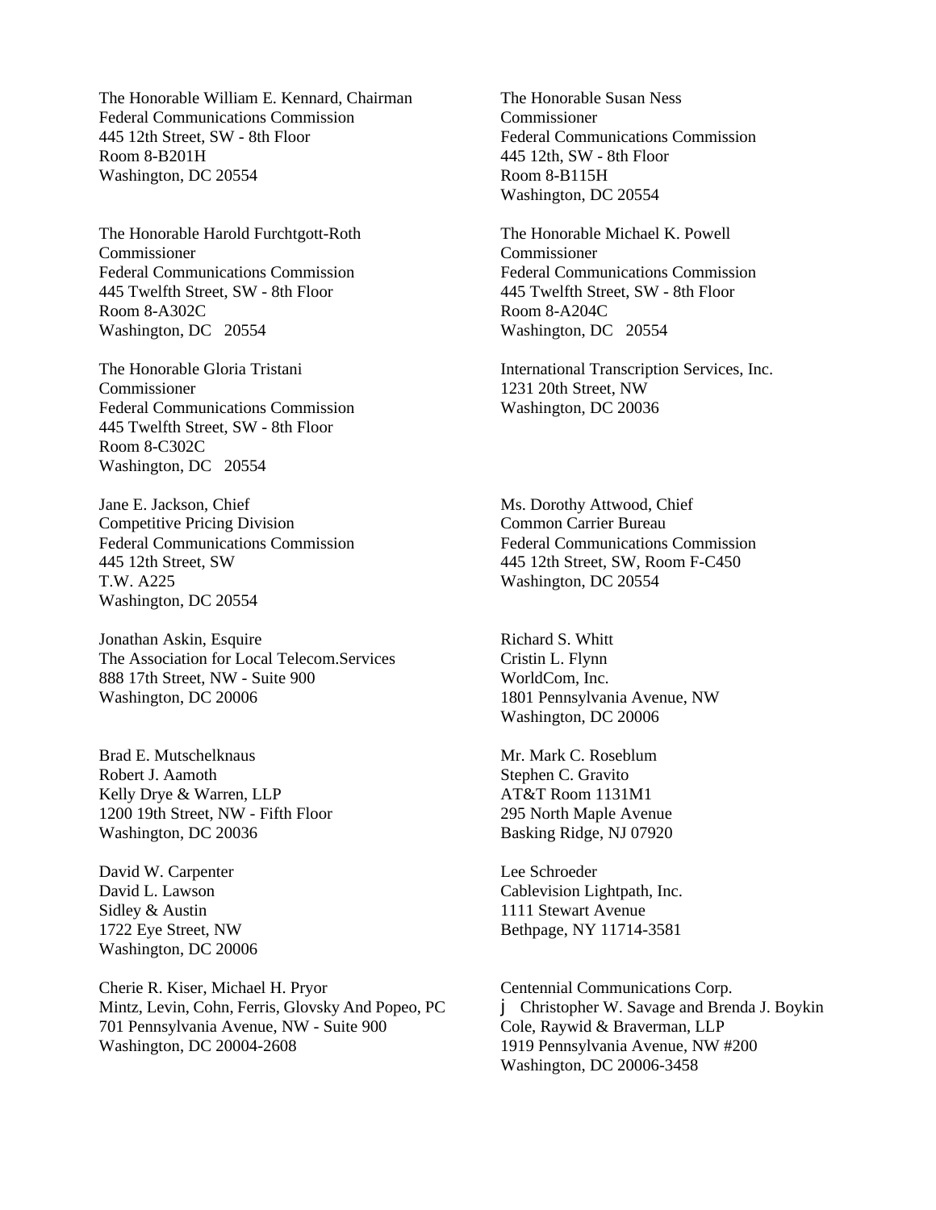The Honorable William E. Kennard, Chairman
Federal Communications Commission
445 12th Street, SW - 8th Floor
Room 8-B201H
Washington, DC 20554

The Honorable Susan Ness
Commissioner
Federal Communications Commission
445 12th, SW - 8th Floor
Room 8-B115H
Washington, DC 20554

The Honorable Harold Furchtgott-Roth
Commissioner
Federal Communications Commission
445 Twelfth Street, SW - 8th Floor
Room 8-A302C
Washington, DC 20554

The Honorable Michael K. Powell
Commissioner
Federal Communications Commission
445 Twelfth Street, SW - 8th Floor
Room 8-A204C
Washington, DC 20554

The Honorable Gloria Tristani
Commissioner
Federal Communications Commission
445 Twelfth Street, SW - 8th Floor
Room 8-C302C
Washington, DC 20554

International Transcription Services, Inc.
1231 20th Street, NW
Washington, DC 20036

Jane E. Jackson, Chief
Competitive Pricing Division
Federal Communications Commission
445 12th Street, SW
T.W. A225
Washington, DC 20554

Ms. Dorothy Attwood, Chief
Common Carrier Bureau
Federal Communications Commission
445 12th Street, SW, Room F-C450
Washington, DC 20554

Jonathan Askin, Esquire
The Association for Local Telecom.Services
888 17th Street, NW - Suite 900
Washington, DC 20006

Richard S. Whitt
Cristin L. Flynn
WorldCom, Inc.
1801 Pennsylvania Avenue, NW
Washington, DC 20006

Brad E. Mutschelknaus
Robert J. Aamoth
Kelly Drye & Warren, LLP
1200 19th Street, NW - Fifth Floor
Washington, DC 20036

Mr. Mark C. Roseblum
Stephen C. Gravito
AT&T Room 1131M1
295 North Maple Avenue
Basking Ridge, NJ 07920

David W. Carpenter
David L. Lawson
Sidley & Austin
1722 Eye Street, NW
Washington, DC 20006

Lee Schroeder
Cablevision Lightpath, Inc.
1111 Stewart Avenue
Bethpage, NY 11714-3581

Cherie R. Kiser, Michael H. Pryor
Mintz, Levin, Cohn, Ferris, Glovsky And Popeo, PC
701 Pennsylvania Avenue, NW - Suite 900
Washington, DC 20004-2608

Centennial Communications Corp.
j Christopher W. Savage and Brenda J. Boykin
Cole, Raywid & Braverman, LLP
1919 Pennsylvania Avenue, NW #200
Washington, DC 20006-3458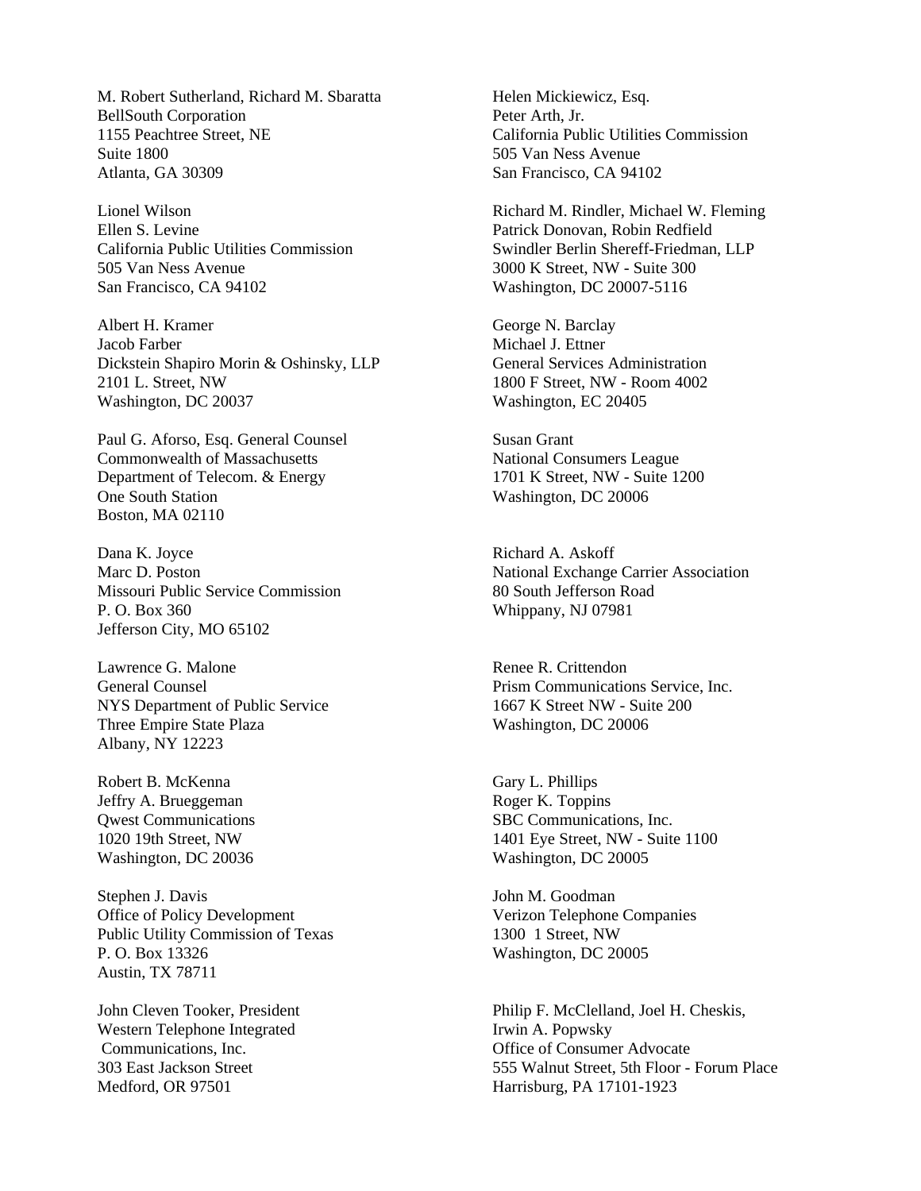M. Robert Sutherland, Richard M. Sbaratta
BellSouth Corporation
1155 Peachtree Street, NE
Suite 1800
Atlanta, GA 30309

Lionel Wilson
Ellen S. Levine
California Public Utilities Commission
505 Van Ness Avenue
San Francisco, CA 94102

Albert H. Kramer
Jacob Farber
Dickstein Shapiro Morin & Oshinsky, LLP
2101 L. Street, NW
Washington, DC 20037

Paul G. Aforso, Esq. General Counsel
Commonwealth of Massachusetts
Department of Telecom. & Energy
One South Station
Boston, MA 02110

Dana K. Joyce
Marc D. Poston
Missouri Public Service Commission
P. O. Box 360
Jefferson City, MO 65102

Lawrence G. Malone
General Counsel
NYS Department of Public Service
Three Empire State Plaza
Albany, NY 12223

Robert B. McKenna
Jeffry A. Brueggeman
Qwest Communications
1020 19th Street, NW
Washington, DC 20036

Stephen J. Davis
Office of Policy Development
Public Utility Commission of Texas
P. O. Box 13326
Austin, TX 78711

John Cleven Tooker, President
Western Telephone Integrated
Communications, Inc.
303 East Jackson Street
Medford, OR 97501

Helen Mickiewicz, Esq.
Peter Arth, Jr.
California Public Utilities Commission
505 Van Ness Avenue
San Francisco, CA 94102

Richard M. Rindler, Michael W. Fleming
Patrick Donovan, Robin Redfield
Swindler Berlin Shereff-Friedman, LLP
3000 K Street, NW - Suite 300
Washington, DC 20007-5116

George N. Barclay
Michael J. Ettner
General Services Administration
1800 F Street, NW - Room 4002
Washington, EC 20405

Susan Grant
National Consumers League
1701 K Street, NW - Suite 1200
Washington, DC 20006

Richard A. Askoff
National Exchange Carrier Association
80 South Jefferson Road
Whippany, NJ 07981

Renee R. Crittendon
Prism Communications Service, Inc.
1667 K Street NW - Suite 200
Washington, DC 20006

Gary L. Phillips
Roger K. Toppins
SBC Communications, Inc.
1401 Eye Street, NW - Suite 1100
Washington, DC 20005

John M. Goodman
Verizon Telephone Companies
1300 1 Street, NW
Washington, DC 20005

Philip F. McClelland, Joel H. Cheskis,
Irwin A. Popwsky
Office of Consumer Advocate
555 Walnut Street, 5th Floor - Forum Place
Harrisburg, PA 17101-1923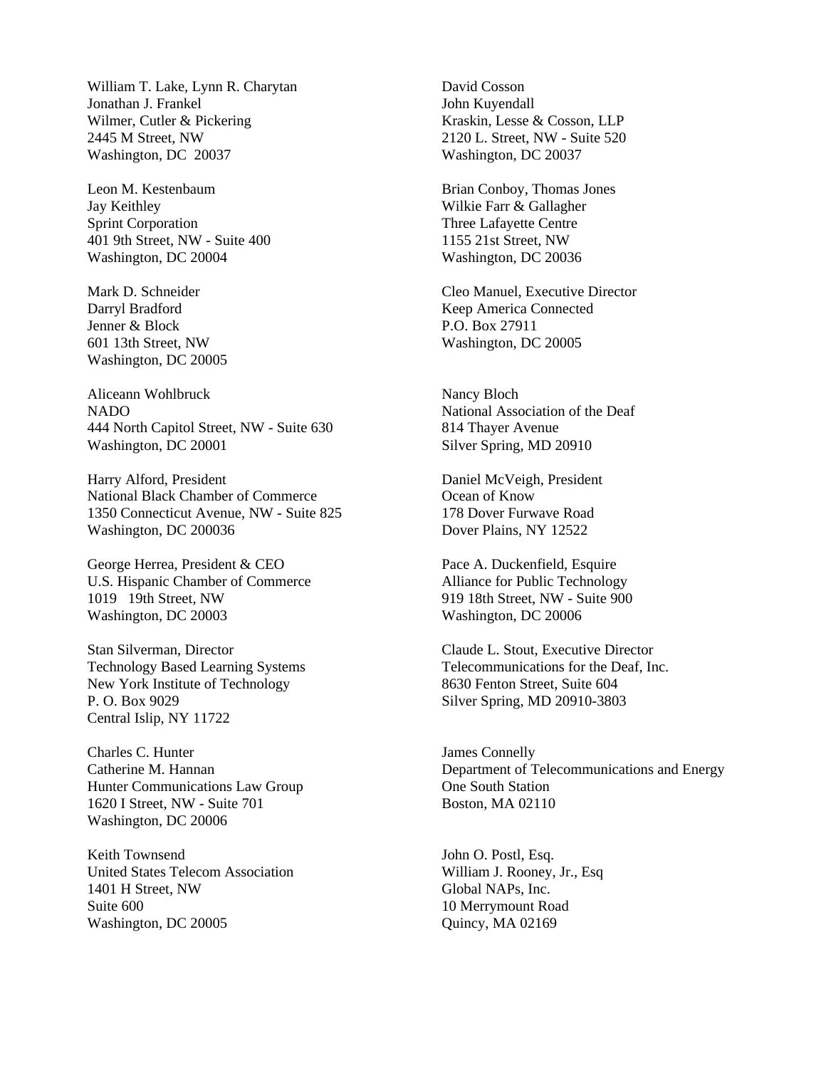William T. Lake, Lynn R. Charytan
Jonathan J. Frankel
Wilmer, Cutler & Pickering
2445 M Street, NW
Washington, DC 20037

Leon M. Kestenbaum
Jay Keithley
Sprint Corporation
401 9th Street, NW - Suite 400
Washington, DC 20004

Mark D. Schneider
Darryl Bradford
Jenner & Block
601 13th Street, NW
Washington, DC 20005

Aliceann Wohlbruck
NADO
444 North Capitol Street, NW - Suite 630
Washington, DC 20001

Harry Alford, President
National Black Chamber of Commerce
1350 Connecticut Avenue, NW - Suite 825
Washington, DC 200036

George Herrea, President & CEO
U.S. Hispanic Chamber of Commerce
1019 19th Street, NW
Washington, DC 20003

Stan Silverman, Director
Technology Based Learning Systems
New York Institute of Technology
P. O. Box 9029
Central Islip, NY 11722

Charles C. Hunter
Catherine M. Hannan
Hunter Communications Law Group
1620 I Street, NW - Suite 701
Washington, DC 20006

Keith Townsend
United States Telecom Association
1401 H Street, NW
Suite 600
Washington, DC 20005

David Cosson
John Kuyendall
Kraskin, Lesse & Cosson, LLP
2120 L. Street, NW - Suite 520
Washington, DC 20037

Brian Conboy, Thomas Jones
Wilkie Farr & Gallagher
Three Lafayette Centre
1155 21st Street, NW
Washington, DC 20036

Cleo Manuel, Executive Director
Keep America Connected
P.O. Box 27911
Washington, DC 20005

Nancy Bloch
National Association of the Deaf
814 Thayer Avenue
Silver Spring, MD 20910

Daniel McVeigh, President
Ocean of Know
178 Dover Furwave Road
Dover Plains, NY 12522

Pace A. Duckenfield, Esquire
Alliance for Public Technology
919 18th Street, NW - Suite 900
Washington, DC 20006

Claude L. Stout, Executive Director
Telecommunications for the Deaf, Inc.
8630 Fenton Street, Suite 604
Silver Spring, MD 20910-3803

James Connelly
Department of Telecommunications and Energy
One South Station
Boston, MA 02110

John O. Postl, Esq.
William J. Rooney, Jr., Esq
Global NAPs, Inc.
10 Merrymount Road
Quincy, MA 02169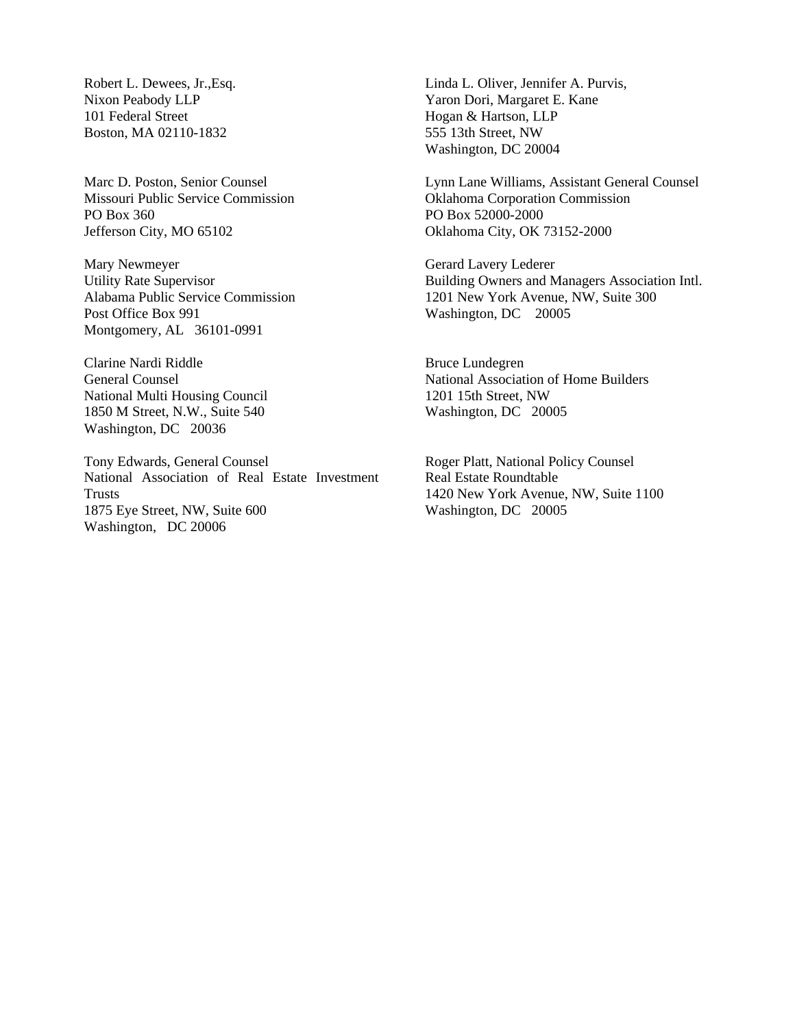Robert L. Dewees, Jr.,Esq.
Nixon Peabody LLP
101 Federal Street
Boston, MA 02110-1832

Linda L. Oliver, Jennifer A. Purvis,
Yaron Dori, Margaret E. Kane
Hogan & Hartson, LLP
555 13th Street, NW
Washington, DC 20004

Marc D. Poston, Senior Counsel
Missouri Public Service Commission
PO Box 360
Jefferson City, MO 65102

Lynn Lane Williams, Assistant General Counsel
Oklahoma Corporation Commission
PO Box 52000-2000
Oklahoma City, OK 73152-2000

Mary Newmeyer
Utility Rate Supervisor
Alabama Public Service Commission
Post Office Box 991
Montgomery, AL 36101-0991

Gerard Lavery Lederer
Building Owners and Managers Association Intl.
1201 New York Avenue, NW, Suite 300
Washington, DC 20005

Clarine Nardi Riddle
General Counsel
National Multi Housing Council
1850 M Street, N.W., Suite 540
Washington, DC 20036

Bruce Lundegren
National Association of Home Builders
1201 15th Street, NW
Washington, DC 20005

Tony Edwards, General Counsel
National Association of Real Estate Investment Trusts
1875 Eye Street, NW, Suite 600
Washington, DC 20006

Roger Platt, National Policy Counsel
Real Estate Roundtable
1420 New York Avenue, NW, Suite 1100
Washington, DC 20005